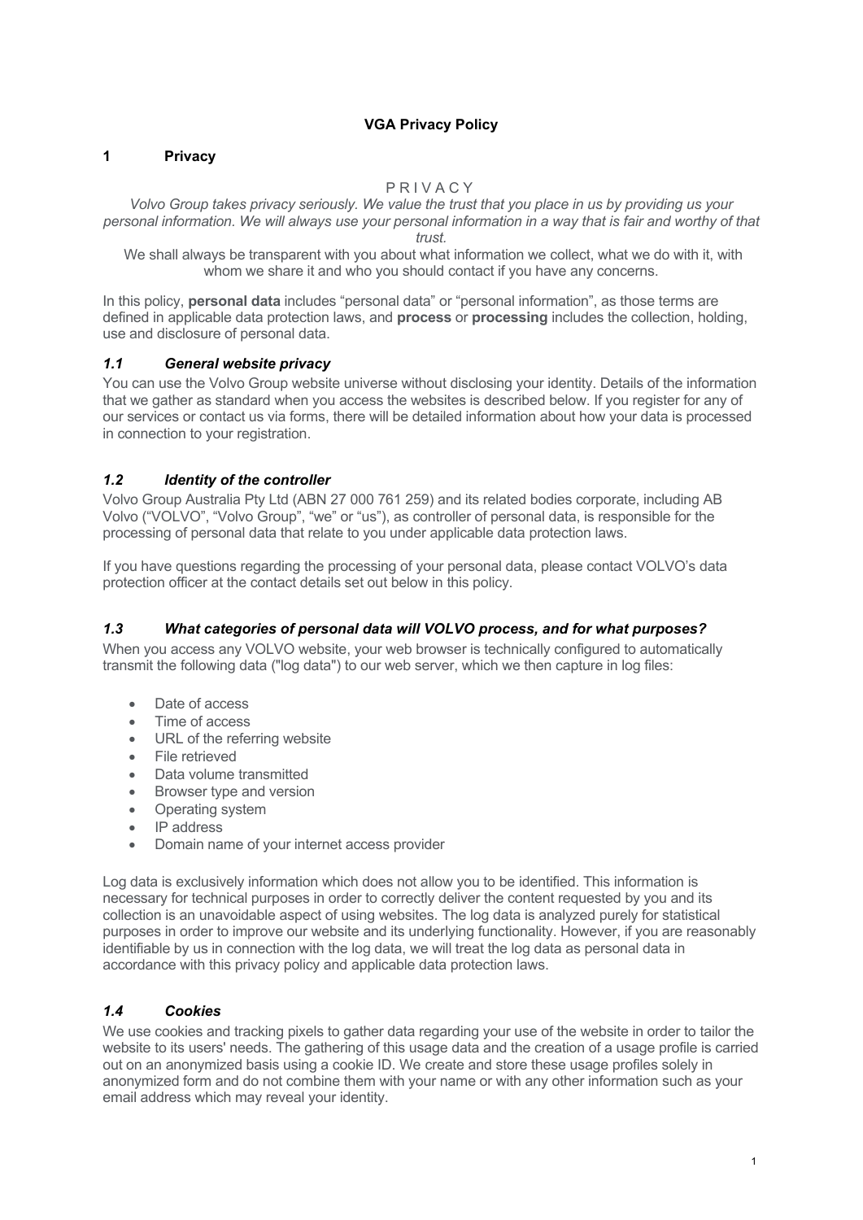**VGA Privacy Policy**

## 1 Privacy

P R I V A C Y

*Volvo Group takes privacy seriously. We value the trust that you place in us by providing us your personal information. We will always use your personal information in a way that is fair and worthy of that trust.*

We shall always be transparent with you about what information we collect, what we do with it, with whom we share it and who you should contact if you have any concerns.

In this policy, **personal data** includes "personal data" or "personal information", as those terms are defined in applicable data protection laws, and **process** or **processing** includes the collection, holding, use and disclosure of personal data.

### *1.1 General website privacy*

You can use the Volvo Group website universe without disclosing your identity. Details of the information that we gather as standard when you access the websites is described below. If you register for any of our services or contact us via forms, there will be detailed information about how your data is processed in connection to your registration.

### *1.2 Identity of the controller*

Volvo Group Australia Pty Ltd (ABN 27 000 761 259) and its related bodies corporate, including AB Volvo ("VOLVO", "Volvo Group", "we" or "us"), as controller of personal data, is responsible for the processing of personal data that relate to you under applicable data protection laws.

If you have questions regarding the processing of your personal data, please contact VOLVO's data protection officer at the contact details set out below in this policy.

### *1.3 What categories of personal data will VOLVO process, and for what purposes?*

When you access any VOLVO website, your web browser is technically configured to automatically transmit the following data ("log data") to our web server, which we then capture in log files:

- Date of access
- Time of access
- URL of the referring website
- File retrieved
- Data volume transmitted
- Browser type and version
- Operating system
- IP address
- Domain name of your internet access provider

Log data is exclusively information which does not allow you to be identified. This information is necessary for technical purposes in order to correctly deliver the content requested by you and its collection is an unavoidable aspect of using websites. The log data is analyzed purely for statistical purposes in order to improve our website and its underlying functionality. However, if you are reasonably identifiable by us in connection with the log data, we will treat the log data as personal data in accordance with this privacy policy and applicable data protection laws.

### *1.4 Cookies*

We use cookies and tracking pixels to gather data regarding your use of the website in order to tailor the website to its users' needs. The gathering of this usage data and the creation of a usage profile is carried out on an anonymized basis using a cookie ID. We create and store these usage profiles solely in anonymized form and do not combine them with your name or with any other information such as your email address which may reveal your identity.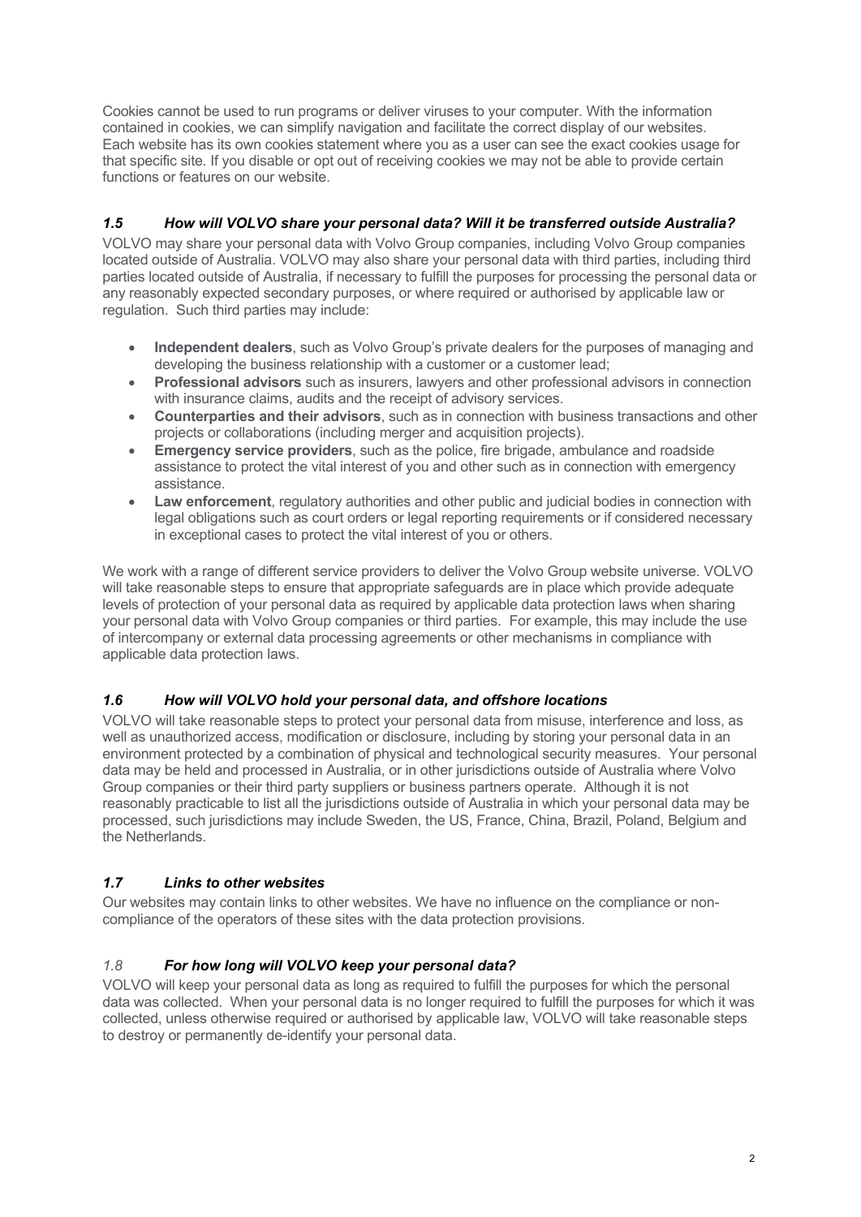Cookies cannot be used to run programs or deliver viruses to your computer. With the information contained in cookies, we can simplify navigation and facilitate the correct display of our websites. Each website has its own cookies statement where you as a user can see the exact cookies usage for that specific site. If you disable or opt out of receiving cookies we may not be able to provide certain functions or features on our website.

### *1.5 How will VOLVO share your personal data? Will it be transferred outside Australia?*

VOLVO may share your personal data with Volvo Group companies, including Volvo Group companies located outside of Australia. VOLVO may also share your personal data with third parties, including third parties located outside of Australia, if necessary to fulfill the purposes for processing the personal data or any reasonably expected secondary purposes, or where required or authorised by applicable law or regulation. Such third parties may include:

- **Independent dealers**, such as Volvo Group's private dealers for the purposes of managing and developing the business relationship with a customer or a customer lead;
- **Professional advisors** such as insurers, lawyers and other professional advisors in connection with insurance claims, audits and the receipt of advisory services.
- **Counterparties and their advisors**, such as in connection with business transactions and other projects or collaborations (including merger and acquisition projects).
- **Emergency service providers**, such as the police, fire brigade, ambulance and roadside assistance to protect the vital interest of you and other such as in connection with emergency assistance.
- **Law enforcement**, regulatory authorities and other public and judicial bodies in connection with legal obligations such as court orders or legal reporting requirements or if considered necessary in exceptional cases to protect the vital interest of you or others.

We work with a range of different service providers to deliver the Volvo Group website universe. VOLVO will take reasonable steps to ensure that appropriate safeguards are in place which provide adequate levels of protection of your personal data as required by applicable data protection laws when sharing your personal data with Volvo Group companies or third parties. For example, this may include the use of intercompany or external data processing agreements or other mechanisms in compliance with applicable data protection laws.

### *1.6 How will VOLVO hold your personal data, and offshore locations*

VOLVO will take reasonable steps to protect your personal data from misuse, interference and loss, as well as unauthorized access, modification or disclosure, including by storing your personal data in an environment protected by a combination of physical and technological security measures. Your personal data may be held and processed in Australia, or in other jurisdictions outside of Australia where Volvo Group companies or their third party suppliers or business partners operate. Although it is not reasonably practicable to list all the jurisdictions outside of Australia in which your personal data may be processed, such jurisdictions may include Sweden, the US, France, China, Brazil, Poland, Belgium and the Netherlands.

### *1.7 Links to other websites*

Our websites may contain links to other websites. We have no influence on the compliance or non-compliance of the operators of these sites with the data protection provisions.

### *1.8* ***For how long will VOLVO keep your personal data?***

VOLVO will keep your personal data as long as required to fulfill the purposes for which the personal data was collected. When your personal data is no longer required to fulfill the purposes for which it was collected, unless otherwise required or authorised by applicable law, VOLVO will take reasonable steps to destroy or permanently de-identify your personal data.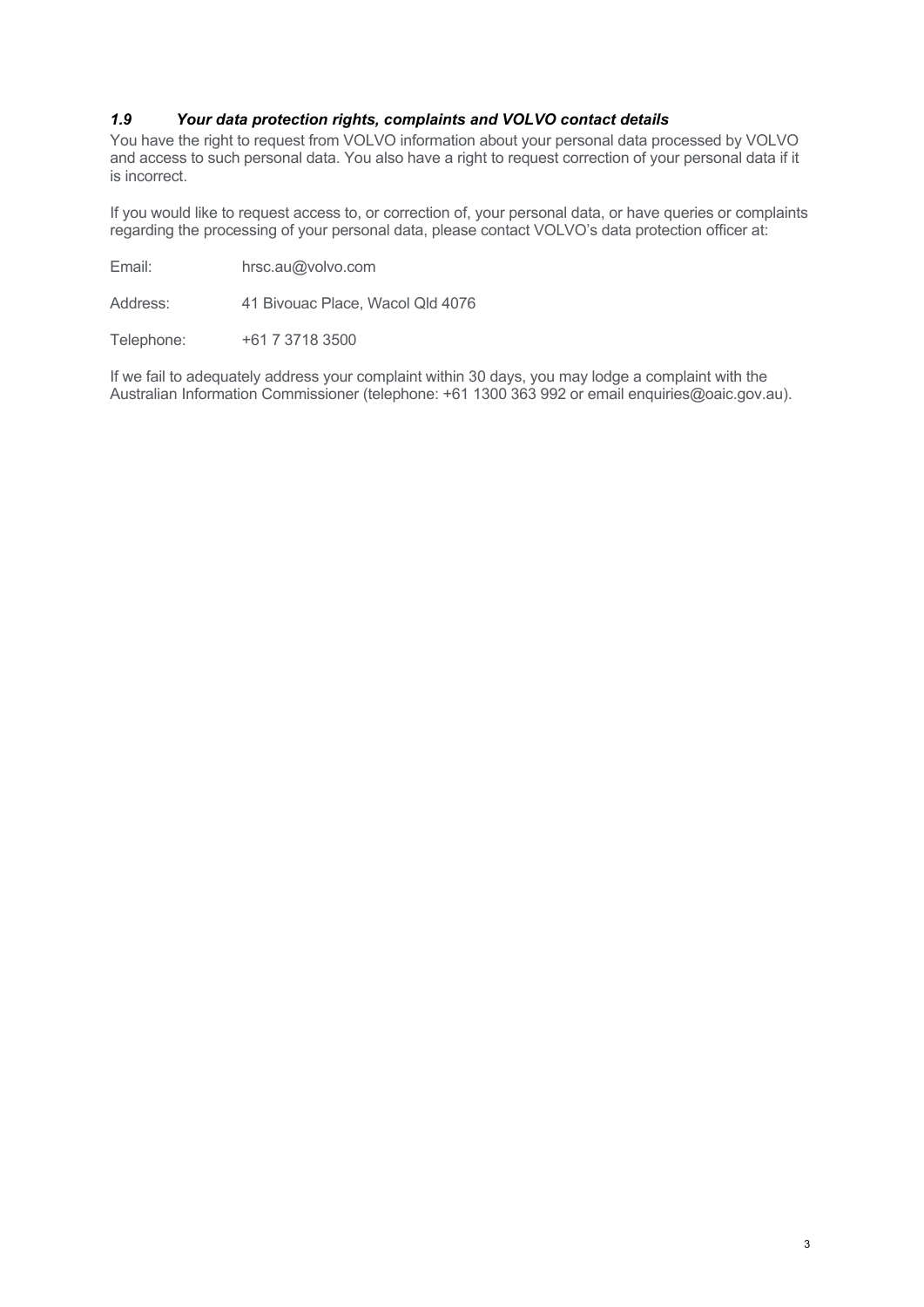### *1.9 Your data protection rights, complaints and VOLVO contact details*

You have the right to request from VOLVO information about your personal data processed by VOLVO and access to such personal data. You also have a right to request correction of your personal data if it is incorrect.

If you would like to request access to, or correction of, your personal data, or have queries or complaints regarding the processing of your personal data, please contact VOLVO's data protection officer at:

Email: hrsc.au@volvo.com

Address: 41 Bivouac Place, Wacol Qld 4076

Telephone: +61 7 3718 3500

If we fail to adequately address your complaint within 30 days, you may lodge a complaint with the Australian Information Commissioner (telephone: +61 1300 363 992 or email enquiries@oaic.gov.au).